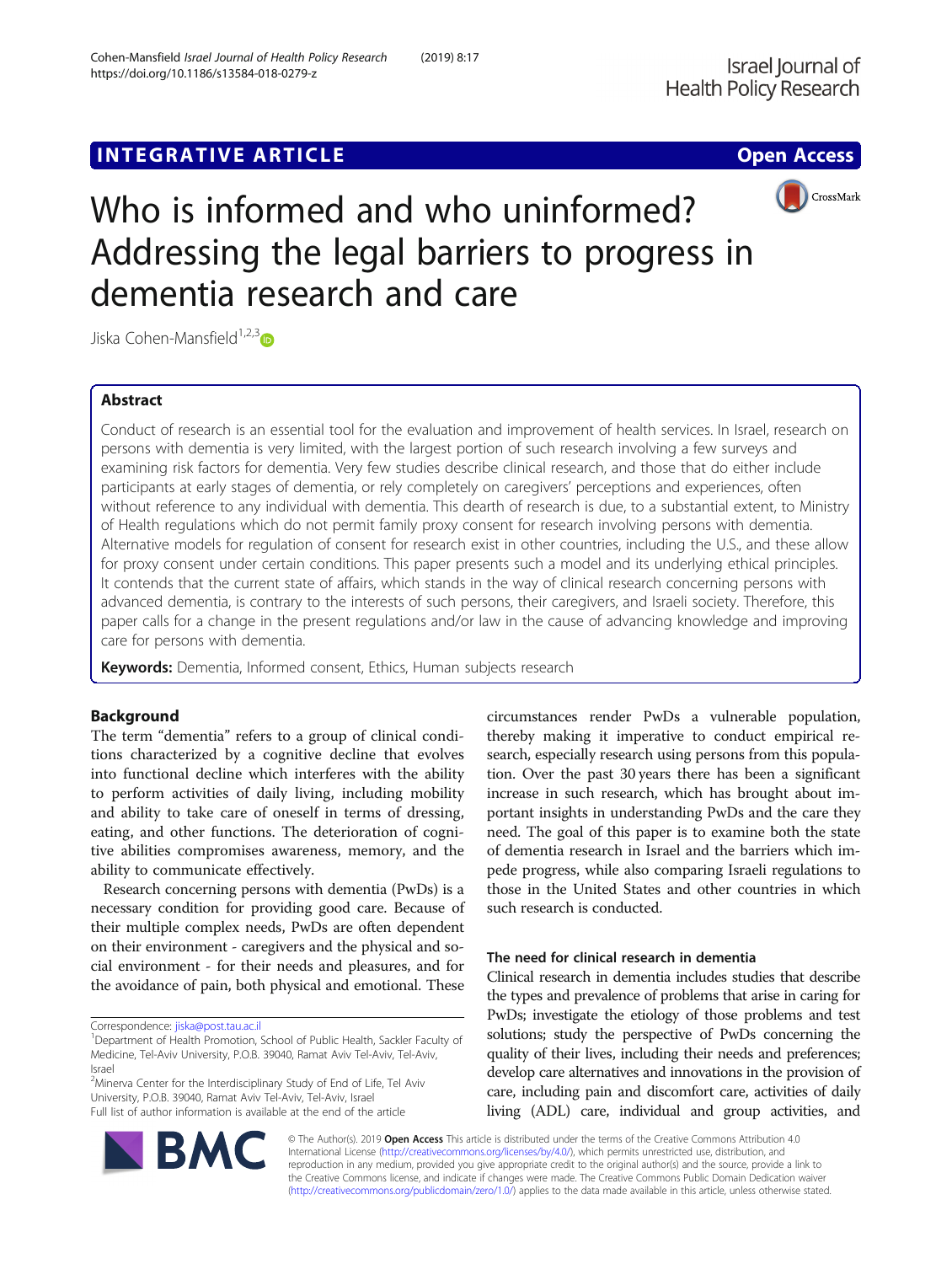INTEGRATIVE ARTICLE

Open Access

# Who is informed and who uninformed? Addressing the legal barriers to progress in dementia research and care

Jiska Cohen-Mansfield[1,2,3]

## Abstract

Conduct of research is an essential tool for the evaluation and improvement of health services. In Israel, research on persons with dementia is very limited, with the largest portion of such research involving a few surveys and examining risk factors for dementia. Very few studies describe clinical research, and those that do either include participants at early stages of dementia, or rely completely on caregivers' perceptions and experiences, often without reference to any individual with dementia. This dearth of research is due, to a substantial extent, to Ministry of Health regulations which do not permit family proxy consent for research involving persons with dementia. Alternative models for regulation of consent for research exist in other countries, including the U.S., and these allow for proxy consent under certain conditions. This paper presents such a model and its underlying ethical principles. It contends that the current state of affairs, which stands in the way of clinical research concerning persons with advanced dementia, is contrary to the interests of such persons, their caregivers, and Israeli society. Therefore, this paper calls for a change in the present regulations and/or law in the cause of advancing knowledge and improving care for persons with dementia.

**Keywords:** Dementia, Informed consent, Ethics, Human subjects research

## Background

The term "dementia" refers to a group of clinical conditions characterized by a cognitive decline that evolves into functional decline which interferes with the ability to perform activities of daily living, including mobility and ability to take care of oneself in terms of dressing, eating, and other functions. The deterioration of cognitive abilities compromises awareness, memory, and the ability to communicate effectively.

Research concerning persons with dementia (PwDs) is a necessary condition for providing good care. Because of their multiple complex needs, PwDs are often dependent on their environment - caregivers and the physical and social environment - for their needs and pleasures, and for the avoidance of pain, both physical and emotional. These circumstances render PwDs a vulnerable population, thereby making it imperative to conduct empirical research, especially research using persons from this population. Over the past 30 years there has been a significant increase in such research, which has brought about important insights in understanding PwDs and the care they need. The goal of this paper is to examine both the state of dementia research in Israel and the barriers which impede progress, while also comparing Israeli regulations to those in the United States and other countries in which such research is conducted.

### The need for clinical research in dementia

Clinical research in dementia includes studies that describe the types and prevalence of problems that arise in caring for PwDs; investigate the etiology of those problems and test solutions; study the perspective of PwDs concerning the quality of their lives, including their needs and preferences; develop care alternatives and innovations in the provision of care, including pain and discomfort care, activities of daily living (ADL) care, individual and group activities, and

Correspondence: jiska@post.tau.ac.il

[1]Department of Health Promotion, School of Public Health, Sackler Faculty of Medicine, Tel-Aviv University, P.O.B. 39040, Ramat Aviv Tel-Aviv, Tel-Aviv, Israel

[2]Minerva Center for the Interdisciplinary Study of End of Life, Tel Aviv University, P.O.B. 39040, Ramat Aviv Tel-Aviv, Tel-Aviv, Israel

Full list of author information is available at the end of the article

© The Author(s). 2019 **Open Access** This article is distributed under the terms of the Creative Commons Attribution 4.0 International License (http://creativecommons.org/licenses/by/4.0/), which permits unrestricted use, distribution, and reproduction in any medium, provided you give appropriate credit to the original author(s) and the source, provide a link to the Creative Commons license, and indicate if changes were made. The Creative Commons Public Domain Dedication waiver (http://creativecommons.org/publicdomain/zero/1.0/) applies to the data made available in this article, unless otherwise stated.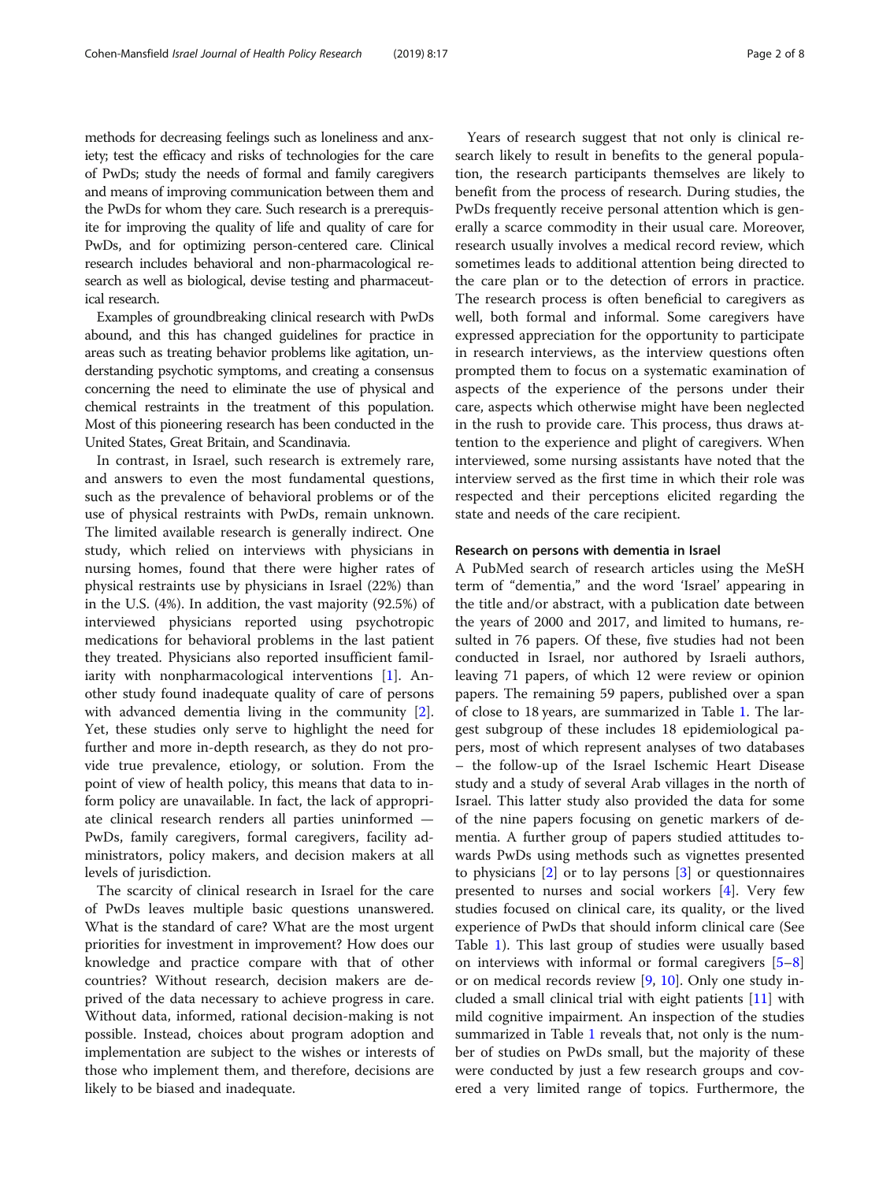methods for decreasing feelings such as loneliness and anxiety; test the efficacy and risks of technologies for the care of PwDs; study the needs of formal and family caregivers and means of improving communication between them and the PwDs for whom they care. Such research is a prerequisite for improving the quality of life and quality of care for PwDs, and for optimizing person-centered care. Clinical research includes behavioral and non-pharmacological research as well as biological, devise testing and pharmaceutical research.

Examples of groundbreaking clinical research with PwDs abound, and this has changed guidelines for practice in areas such as treating behavior problems like agitation, understanding psychotic symptoms, and creating a consensus concerning the need to eliminate the use of physical and chemical restraints in the treatment of this population. Most of this pioneering research has been conducted in the United States, Great Britain, and Scandinavia.

In contrast, in Israel, such research is extremely rare, and answers to even the most fundamental questions, such as the prevalence of behavioral problems or of the use of physical restraints with PwDs, remain unknown. The limited available research is generally indirect. One study, which relied on interviews with physicians in nursing homes, found that there were higher rates of physical restraints use by physicians in Israel (22%) than in the U.S. (4%). In addition, the vast majority (92.5%) of interviewed physicians reported using psychotropic medications for behavioral problems in the last patient they treated. Physicians also reported insufficient familiarity with nonpharmacological interventions [1]. Another study found inadequate quality of care of persons with advanced dementia living in the community [2]. Yet, these studies only serve to highlight the need for further and more in-depth research, as they do not provide true prevalence, etiology, or solution. From the point of view of health policy, this means that data to inform policy are unavailable. In fact, the lack of appropriate clinical research renders all parties uninformed — PwDs, family caregivers, formal caregivers, facility administrators, policy makers, and decision makers at all levels of jurisdiction.

The scarcity of clinical research in Israel for the care of PwDs leaves multiple basic questions unanswered. What is the standard of care? What are the most urgent priorities for investment in improvement? How does our knowledge and practice compare with that of other countries? Without research, decision makers are deprived of the data necessary to achieve progress in care. Without data, informed, rational decision-making is not possible. Instead, choices about program adoption and implementation are subject to the wishes or interests of those who implement them, and therefore, decisions are likely to be biased and inadequate.

Years of research suggest that not only is clinical research likely to result in benefits to the general population, the research participants themselves are likely to benefit from the process of research. During studies, the PwDs frequently receive personal attention which is generally a scarce commodity in their usual care. Moreover, research usually involves a medical record review, which sometimes leads to additional attention being directed to the care plan or to the detection of errors in practice. The research process is often beneficial to caregivers as well, both formal and informal. Some caregivers have expressed appreciation for the opportunity to participate in research interviews, as the interview questions often prompted them to focus on a systematic examination of aspects of the experience of the persons under their care, aspects which otherwise might have been neglected in the rush to provide care. This process, thus draws attention to the experience and plight of caregivers. When interviewed, some nursing assistants have noted that the interview served as the first time in which their role was respected and their perceptions elicited regarding the state and needs of the care recipient.

#### Research on persons with dementia in Israel

A PubMed search of research articles using the MeSH term of "dementia," and the word 'Israel' appearing in the title and/or abstract, with a publication date between the years of 2000 and 2017, and limited to humans, resulted in 76 papers. Of these, five studies had not been conducted in Israel, nor authored by Israeli authors, leaving 71 papers, of which 12 were review or opinion papers. The remaining 59 papers, published over a span of close to 18 years, are summarized in Table 1. The largest subgroup of these includes 18 epidemiological papers, most of which represent analyses of two databases – the follow-up of the Israel Ischemic Heart Disease study and a study of several Arab villages in the north of Israel. This latter study also provided the data for some of the nine papers focusing on genetic markers of dementia. A further group of papers studied attitudes towards PwDs using methods such as vignettes presented to physicians [2] or to lay persons [3] or questionnaires presented to nurses and social workers [4]. Very few studies focused on clinical care, its quality, or the lived experience of PwDs that should inform clinical care (See Table 1). This last group of studies were usually based on interviews with informal or formal caregivers [5–8] or on medical records review [9, 10]. Only one study included a small clinical trial with eight patients [11] with mild cognitive impairment. An inspection of the studies summarized in Table 1 reveals that, not only is the number of studies on PwDs small, but the majority of these were conducted by just a few research groups and covered a very limited range of topics. Furthermore, the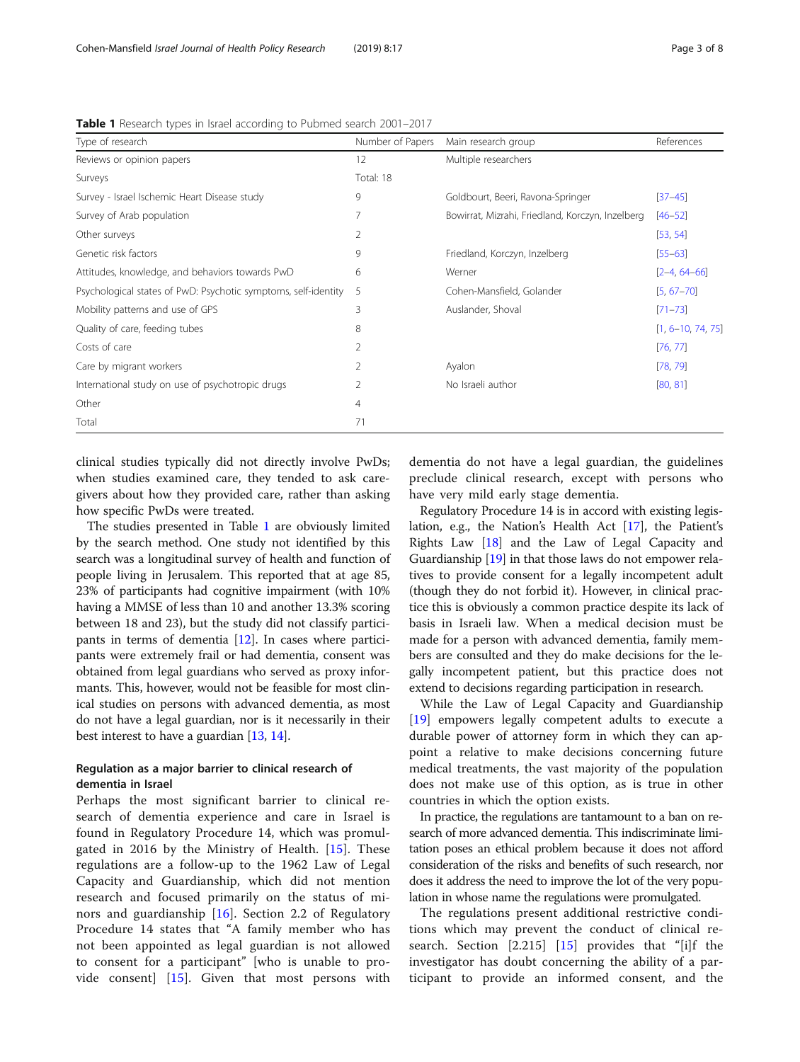**Table 1** Research types in Israel according to Pubmed search 2001–2017

| Type of research | Number of Papers | Main research group | References |
| --- | --- | --- | --- |
| Reviews or opinion papers | 12 | Multiple researchers | |
| Surveys | Total: 18 | | |
| Survey - Israel Ischemic Heart Disease study | 9 | Goldbourt, Beeri, Ravona-Springer | [37–45] |
| Survey of Arab population | 7 | Bowirrat, Mizrahi, Friedland, Korczyn, Inzelberg | [46–52] |
| Other surveys | 2 | | [53, 54] |
| Genetic risk factors | 9 | Friedland, Korczyn, Inzelberg | [55–63] |
| Attitudes, knowledge, and behaviors towards PwD | 6 | Werner | [2–4, 64–66] |
| Psychological states of PwD: Psychotic symptoms, self-identity | 5 | Cohen-Mansfield, Golander | [5, 67–70] |
| Mobility patterns and use of GPS | 3 | Auslander, Shoval | [71–73] |
| Quality of care, feeding tubes | 8 | | [1, 6–10, 74, 75] |
| Costs of care | 2 | | [76, 77] |
| Care by migrant workers | 2 | Ayalon | [78, 79] |
| International study on use of psychotropic drugs | 2 | No Israeli author | [80, 81] |
| Other | 4 | | |
| Total | 71 | | |

clinical studies typically did not directly involve PwDs; when studies examined care, they tended to ask caregivers about how they provided care, rather than asking how specific PwDs were treated.

The studies presented in Table 1 are obviously limited by the search method. One study not identified by this search was a longitudinal survey of health and function of people living in Jerusalem. This reported that at age 85, 23% of participants had cognitive impairment (with 10% having a MMSE of less than 10 and another 13.3% scoring between 18 and 23), but the study did not classify participants in terms of dementia [12]. In cases where participants were extremely frail or had dementia, consent was obtained from legal guardians who served as proxy informants. This, however, would not be feasible for most clinical studies on persons with advanced dementia, as most do not have a legal guardian, nor is it necessarily in their best interest to have a guardian [13, 14].

### Regulation as a major barrier to clinical research of dementia in Israel

Perhaps the most significant barrier to clinical research of dementia experience and care in Israel is found in Regulatory Procedure 14, which was promulgated in 2016 by the Ministry of Health. [15]. These regulations are a follow-up to the 1962 Law of Legal Capacity and Guardianship, which did not mention research and focused primarily on the status of minors and guardianship [16]. Section 2.2 of Regulatory Procedure 14 states that "A family member who has not been appointed as legal guardian is not allowed to consent for a participant" [who is unable to provide consent] [15]. Given that most persons with dementia do not have a legal guardian, the guidelines preclude clinical research, except with persons who have very mild early stage dementia.

Regulatory Procedure 14 is in accord with existing legislation, e.g., the Nation's Health Act [17], the Patient's Rights Law [18] and the Law of Legal Capacity and Guardianship [19] in that those laws do not empower relatives to provide consent for a legally incompetent adult (though they do not forbid it). However, in clinical practice this is obviously a common practice despite its lack of basis in Israeli law. When a medical decision must be made for a person with advanced dementia, family members are consulted and they do make decisions for the legally incompetent patient, but this practice does not extend to decisions regarding participation in research.

While the Law of Legal Capacity and Guardianship [19] empowers legally competent adults to execute a durable power of attorney form in which they can appoint a relative to make decisions concerning future medical treatments, the vast majority of the population does not make use of this option, as is true in other countries in which the option exists.

In practice, the regulations are tantamount to a ban on research of more advanced dementia. This indiscriminate limitation poses an ethical problem because it does not afford consideration of the risks and benefits of such research, nor does it address the need to improve the lot of the very population in whose name the regulations were promulgated.

The regulations present additional restrictive conditions which may prevent the conduct of clinical research. Section [2.215] [15] provides that "[i]f the investigator has doubt concerning the ability of a participant to provide an informed consent, and the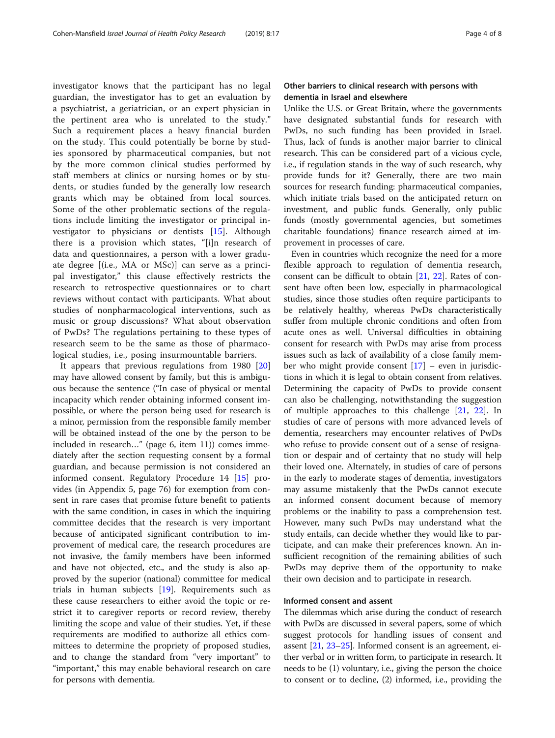investigator knows that the participant has no legal guardian, the investigator has to get an evaluation by a psychiatrist, a geriatrician, or an expert physician in the pertinent area who is unrelated to the study." Such a requirement places a heavy financial burden on the study. This could potentially be borne by studies sponsored by pharmaceutical companies, but not by the more common clinical studies performed by staff members at clinics or nursing homes or by students, or studies funded by the generally low research grants which may be obtained from local sources. Some of the other problematic sections of the regulations include limiting the investigator or principal investigator to physicians or dentists [15]. Although there is a provision which states, "[i]n research of data and questionnaires, a person with a lower graduate degree [(i.e., MA or MSc)] can serve as a principal investigator," this clause effectively restricts the research to retrospective questionnaires or to chart reviews without contact with participants. What about studies of nonpharmacological interventions, such as music or group discussions? What about observation of PwDs? The regulations pertaining to these types of research seem to be the same as those of pharmacological studies, i.e., posing insurmountable barriers.

It appears that previous regulations from 1980 [20] may have allowed consent by family, but this is ambiguous because the sentence ("In case of physical or mental incapacity which render obtaining informed consent impossible, or where the person being used for research is a minor, permission from the responsible family member will be obtained instead of the one by the person to be included in research…" (page 6, item 11)) comes immediately after the section requesting consent by a formal guardian, and because permission is not considered an informed consent. Regulatory Procedure 14 [15] provides (in Appendix 5, page 76) for exemption from consent in rare cases that promise future benefit to patients with the same condition, in cases in which the inquiring committee decides that the research is very important because of anticipated significant contribution to improvement of medical care, the research procedures are not invasive, the family members have been informed and have not objected, etc., and the study is also approved by the superior (national) committee for medical trials in human subjects [19]. Requirements such as these cause researchers to either avoid the topic or restrict it to caregiver reports or record review, thereby limiting the scope and value of their studies. Yet, if these requirements are modified to authorize all ethics committees to determine the propriety of proposed studies, and to change the standard from "very important" to "important," this may enable behavioral research on care for persons with dementia.

## Other barriers to clinical research with persons with dementia in Israel and elsewhere

Unlike the U.S. or Great Britain, where the governments have designated substantial funds for research with PwDs, no such funding has been provided in Israel. Thus, lack of funds is another major barrier to clinical research. This can be considered part of a vicious cycle, i.e., if regulation stands in the way of such research, why provide funds for it? Generally, there are two main sources for research funding: pharmaceutical companies, which initiate trials based on the anticipated return on investment, and public funds. Generally, only public funds (mostly governmental agencies, but sometimes charitable foundations) finance research aimed at improvement in processes of care.

Even in countries which recognize the need for a more flexible approach to regulation of dementia research, consent can be difficult to obtain [21, 22]. Rates of consent have often been low, especially in pharmacological studies, since those studies often require participants to be relatively healthy, whereas PwDs characteristically suffer from multiple chronic conditions and often from acute ones as well. Universal difficulties in obtaining consent for research with PwDs may arise from process issues such as lack of availability of a close family member who might provide consent [17] – even in jurisdictions in which it is legal to obtain consent from relatives. Determining the capacity of PwDs to provide consent can also be challenging, notwithstanding the suggestion of multiple approaches to this challenge [21, 22]. In studies of care of persons with more advanced levels of dementia, researchers may encounter relatives of PwDs who refuse to provide consent out of a sense of resignation or despair and of certainty that no study will help their loved one. Alternately, in studies of care of persons in the early to moderate stages of dementia, investigators may assume mistakenly that the PwDs cannot execute an informed consent document because of memory problems or the inability to pass a comprehension test. However, many such PwDs may understand what the study entails, can decide whether they would like to participate, and can make their preferences known. An insufficient recognition of the remaining abilities of such PwDs may deprive them of the opportunity to make their own decision and to participate in research.

## Informed consent and assent

The dilemmas which arise during the conduct of research with PwDs are discussed in several papers, some of which suggest protocols for handling issues of consent and assent [21, 23–25]. Informed consent is an agreement, either verbal or in written form, to participate in research. It needs to be (1) voluntary, i.e., giving the person the choice to consent or to decline, (2) informed, i.e., providing the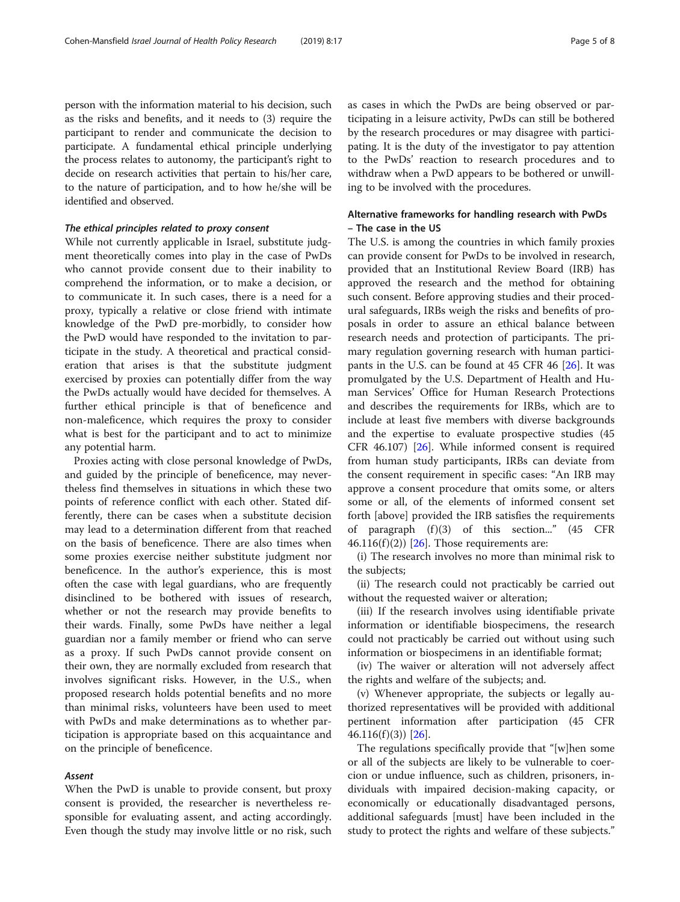person with the information material to his decision, such as the risks and benefits, and it needs to (3) require the participant to render and communicate the decision to participate. A fundamental ethical principle underlying the process relates to autonomy, the participant's right to decide on research activities that pertain to his/her care, to the nature of participation, and to how he/she will be identified and observed.

#### *The ethical principles related to proxy consent*

While not currently applicable in Israel, substitute judgment theoretically comes into play in the case of PwDs who cannot provide consent due to their inability to comprehend the information, or to make a decision, or to communicate it. In such cases, there is a need for a proxy, typically a relative or close friend with intimate knowledge of the PwD pre-morbidly, to consider how the PwD would have responded to the invitation to participate in the study. A theoretical and practical consideration that arises is that the substitute judgment exercised by proxies can potentially differ from the way the PwDs actually would have decided for themselves. A further ethical principle is that of beneficence and non-maleficence, which requires the proxy to consider what is best for the participant and to act to minimize any potential harm.

Proxies acting with close personal knowledge of PwDs, and guided by the principle of beneficence, may nevertheless find themselves in situations in which these two points of reference conflict with each other. Stated differently, there can be cases when a substitute decision may lead to a determination different from that reached on the basis of beneficence. There are also times when some proxies exercise neither substitute judgment nor beneficence. In the author's experience, this is most often the case with legal guardians, who are frequently disinclined to be bothered with issues of research, whether or not the research may provide benefits to their wards. Finally, some PwDs have neither a legal guardian nor a family member or friend who can serve as a proxy. If such PwDs cannot provide consent on their own, they are normally excluded from research that involves significant risks. However, in the U.S., when proposed research holds potential benefits and no more than minimal risks, volunteers have been used to meet with PwDs and make determinations as to whether participation is appropriate based on this acquaintance and on the principle of beneficence.

#### *Assent*

When the PwD is unable to provide consent, but proxy consent is provided, the researcher is nevertheless responsible for evaluating assent, and acting accordingly. Even though the study may involve little or no risk, such as cases in which the PwDs are being observed or participating in a leisure activity, PwDs can still be bothered by the research procedures or may disagree with participating. It is the duty of the investigator to pay attention to the PwDs' reaction to research procedures and to withdraw when a PwD appears to be bothered or unwilling to be involved with the procedures.

### Alternative frameworks for handling research with PwDs – The case in the US

The U.S. is among the countries in which family proxies can provide consent for PwDs to be involved in research, provided that an Institutional Review Board (IRB) has approved the research and the method for obtaining such consent. Before approving studies and their procedural safeguards, IRBs weigh the risks and benefits of proposals in order to assure an ethical balance between research needs and protection of participants. The primary regulation governing research with human participants in the U.S. can be found at 45 CFR 46 [26]. It was promulgated by the U.S. Department of Health and Human Services' Office for Human Research Protections and describes the requirements for IRBs, which are to include at least five members with diverse backgrounds and the expertise to evaluate prospective studies (45 CFR 46.107) [26]. While informed consent is required from human study participants, IRBs can deviate from the consent requirement in specific cases: "An IRB may approve a consent procedure that omits some, or alters some or all, of the elements of informed consent set forth [above] provided the IRB satisfies the requirements of paragraph (f)(3) of this section..." (45 CFR 46.116(f)(2)) [26]. Those requirements are:

(i) The research involves no more than minimal risk to the subjects;

(ii) The research could not practicably be carried out without the requested waiver or alteration;

(iii) If the research involves using identifiable private information or identifiable biospecimens, the research could not practicably be carried out without using such information or biospecimens in an identifiable format;

(iv) The waiver or alteration will not adversely affect the rights and welfare of the subjects; and.

(v) Whenever appropriate, the subjects or legally authorized representatives will be provided with additional pertinent information after participation (45 CFR 46.116(f)(3)) [26].

The regulations specifically provide that "[w]hen some or all of the subjects are likely to be vulnerable to coercion or undue influence, such as children, prisoners, individuals with impaired decision-making capacity, or economically or educationally disadvantaged persons, additional safeguards [must] have been included in the study to protect the rights and welfare of these subjects."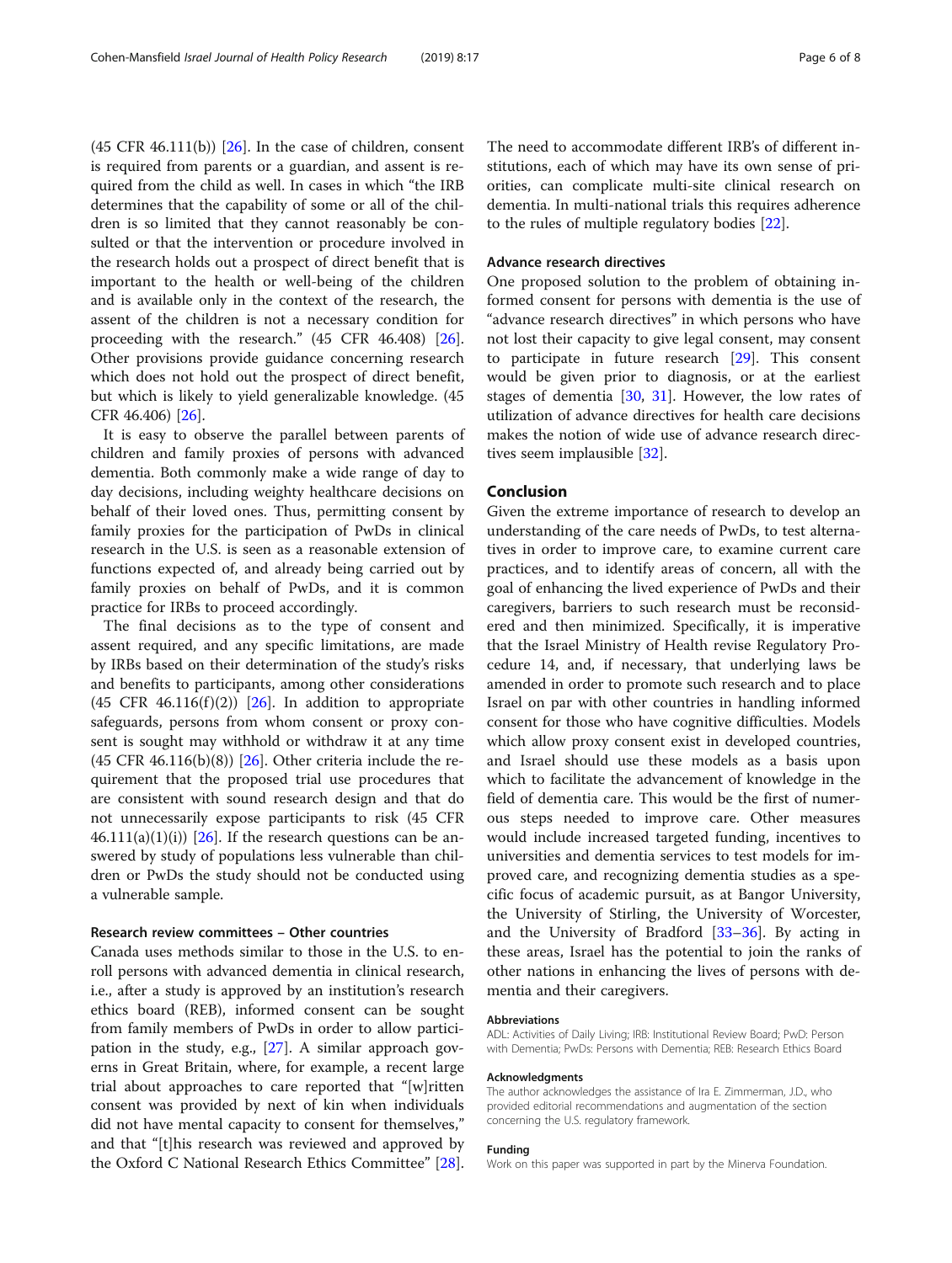(45 CFR 46.111(b)) [26]. In the case of children, consent is required from parents or a guardian, and assent is required from the child as well. In cases in which "the IRB determines that the capability of some or all of the children is so limited that they cannot reasonably be consulted or that the intervention or procedure involved in the research holds out a prospect of direct benefit that is important to the health or well-being of the children and is available only in the context of the research, the assent of the children is not a necessary condition for proceeding with the research." (45 CFR 46.408) [26]. Other provisions provide guidance concerning research which does not hold out the prospect of direct benefit, but which is likely to yield generalizable knowledge. (45 CFR 46.406) [26].

It is easy to observe the parallel between parents of children and family proxies of persons with advanced dementia. Both commonly make a wide range of day to day decisions, including weighty healthcare decisions on behalf of their loved ones. Thus, permitting consent by family proxies for the participation of PwDs in clinical research in the U.S. is seen as a reasonable extension of functions expected of, and already being carried out by family proxies on behalf of PwDs, and it is common practice for IRBs to proceed accordingly.

The final decisions as to the type of consent and assent required, and any specific limitations, are made by IRBs based on their determination of the study's risks and benefits to participants, among other considerations (45 CFR 46.116(f)(2)) [26]. In addition to appropriate safeguards, persons from whom consent or proxy consent is sought may withhold or withdraw it at any time (45 CFR 46.116(b)(8)) [26]. Other criteria include the requirement that the proposed trial use procedures that are consistent with sound research design and that do not unnecessarily expose participants to risk (45 CFR 46.111(a)(1)(i)) [26]. If the research questions can be answered by study of populations less vulnerable than children or PwDs the study should not be conducted using a vulnerable sample.

### Research review committees – Other countries

Canada uses methods similar to those in the U.S. to enroll persons with advanced dementia in clinical research, i.e., after a study is approved by an institution's research ethics board (REB), informed consent can be sought from family members of PwDs in order to allow participation in the study, e.g., [27]. A similar approach governs in Great Britain, where, for example, a recent large trial about approaches to care reported that "[w]ritten consent was provided by next of kin when individuals did not have mental capacity to consent for themselves," and that "[t]his research was reviewed and approved by the Oxford C National Research Ethics Committee" [28]. The need to accommodate different IRB's of different institutions, each of which may have its own sense of priorities, can complicate multi-site clinical research on dementia. In multi-national trials this requires adherence to the rules of multiple regulatory bodies [22].

### Advance research directives

One proposed solution to the problem of obtaining informed consent for persons with dementia is the use of "advance research directives" in which persons who have not lost their capacity to give legal consent, may consent to participate in future research [29]. This consent would be given prior to diagnosis, or at the earliest stages of dementia [30, 31]. However, the low rates of utilization of advance directives for health care decisions makes the notion of wide use of advance research directives seem implausible [32].

## Conclusion

Given the extreme importance of research to develop an understanding of the care needs of PwDs, to test alternatives in order to improve care, to examine current care practices, and to identify areas of concern, all with the goal of enhancing the lived experience of PwDs and their caregivers, barriers to such research must be reconsidered and then minimized. Specifically, it is imperative that the Israel Ministry of Health revise Regulatory Procedure 14, and, if necessary, that underlying laws be amended in order to promote such research and to place Israel on par with other countries in handling informed consent for those who have cognitive difficulties. Models which allow proxy consent exist in developed countries, and Israel should use these models as a basis upon which to facilitate the advancement of knowledge in the field of dementia care. This would be the first of numerous steps needed to improve care. Other measures would include increased targeted funding, incentives to universities and dementia services to test models for improved care, and recognizing dementia studies as a specific focus of academic pursuit, as at Bangor University, the University of Stirling, the University of Worcester, and the University of Bradford [33–36]. By acting in these areas, Israel has the potential to join the ranks of other nations in enhancing the lives of persons with dementia and their caregivers.

#### Abbreviations

ADL: Activities of Daily Living; IRB: Institutional Review Board; PwD: Person with Dementia; PwDs: Persons with Dementia; REB: Research Ethics Board

#### Acknowledgments

The author acknowledges the assistance of Ira E. Zimmerman, J.D., who provided editorial recommendations and augmentation of the section concerning the U.S. regulatory framework.

#### Funding

Work on this paper was supported in part by the Minerva Foundation.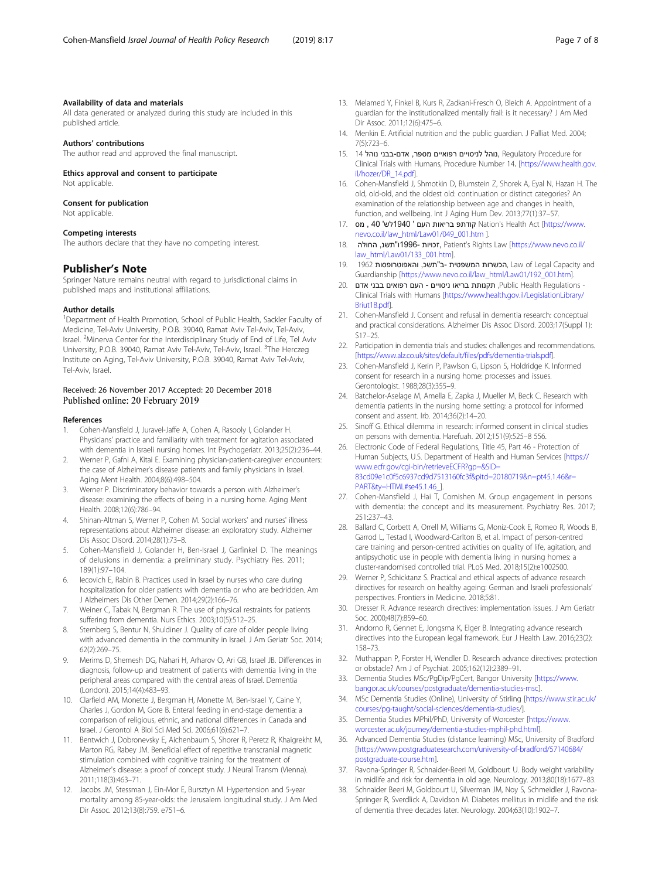#### Availability of data and materials

All data generated or analyzed during this study are included in this published article.

#### Authors' contributions

The author read and approved the final manuscript.

#### Ethics approval and consent to participate

Not applicable.

#### Consent for publication

Not applicable.

#### Competing interests

The authors declare that they have no competing interest.

## Publisher's Note

Springer Nature remains neutral with regard to jurisdictional claims in published maps and institutional affiliations.

#### Author details

[1]Department of Health Promotion, School of Public Health, Sackler Faculty of Medicine, Tel-Aviv University, P.O.B. 39040, Ramat Aviv Tel-Aviv, Tel-Aviv, Israel. [2]Minerva Center for the Interdisciplinary Study of End of Life, Tel Aviv University, P.O.B. 39040, Ramat Aviv Tel-Aviv, Tel-Aviv, Israel. [3]The Herczeg Institute on Aging, Tel-Aviv University, P.O.B. 39040, Ramat Aviv Tel-Aviv, Tel-Aviv, Israel.

Received: 26 November 2017 Accepted: 20 December 2018
Published online: 20 February 2019

#### References

1. Cohen-Mansfield J, Juravel-Jaffe A, Cohen A, Rasooly I, Golander H. Physicians' practice and familiarity with treatment for agitation associated with dementia in Israeli nursing homes. Int Psychogeriatr. 2013;25(2):236–44.
2. Werner P, Gafni A, Kitai E. Examining physician-patient-caregiver encounters: the case of Alzheimer's disease patients and family physicians in Israel. Aging Ment Health. 2004;8(6):498–504.
3. Werner P. Discriminatory behavior towards a person with Alzheimer's disease: examining the effects of being in a nursing home. Aging Ment Health. 2008;12(6):786–94.
4. Shinan-Altman S, Werner P, Cohen M. Social workers' and nurses' illness representations about Alzheimer disease: an exploratory study. Alzheimer Dis Assoc Disord. 2014;28(1):73–8.
5. Cohen-Mansfield J, Golander H, Ben-Israel J, Garfinkel D. The meanings of delusions in dementia: a preliminary study. Psychiatry Res. 2011; 189(1):97–104.
6. Iecovich E, Rabin B. Practices used in Israel by nurses who care during hospitalization for older patients with dementia or who are bedridden. Am J Alzheimers Dis Other Demen. 2014;29(2):166–76.
7. Weiner C, Tabak N, Bergman R. The use of physical restraints for patients suffering from dementia. Nurs Ethics. 2003;10(5):512–25.
8. Sternberg S, Bentur N, Shuldiner J. Quality of care of older people living with advanced dementia in the community in Israel. J Am Geriatr Soc. 2014; 62(2):269–75.
9. Merims D, Shemesh DG, Nahari H, Arharov O, Ari GB, Israel JB. Differences in diagnosis, follow-up and treatment of patients with dementia living in the peripheral areas compared with the central areas of Israel. Dementia (London). 2015;14(4):483–93.
10. Clarfield AM, Monette J, Bergman H, Monette M, Ben-Israel Y, Caine Y, Charles J, Gordon M, Gore B. Enteral feeding in end-stage dementia: a comparison of religious, ethnic, and national differences in Canada and Israel. J Gerontol A Biol Sci Med Sci. 2006;61(6):621–7.
11. Bentwich J, Dobronevsky E, Aichenbaum S, Shorer R, Peretz R, Khaigrekht M, Marton RG, Rabey JM. Beneficial effect of repetitive transcranial magnetic stimulation combined with cognitive training for the treatment of Alzheimer's disease: a proof of concept study. J Neural Transm (Vienna). 2011;118(3):463–71.
12. Jacobs JM, Stessman J, Ein-Mor E, Bursztyn M. Hypertension and 5-year mortality among 85-year-olds: the Jerusalem longitudinal study. J Am Med Dir Assoc. 2012;13(8):759. e751–6.
13. Melamed Y, Finkel B, Kurs R, Zadkani-Fresch O, Bleich A. Appointment of a guardian for the institutionalized mentally frail: is it necessary? J Am Med Dir Assoc. 2011;12(6):475–6.
14. Menkin E. Artificial nutrition and the public guardian. J Palliat Med. 2004; 7(5):723–6.
15. נוהל לניסויים רפואיים מספר, אדם-בבני נוהל 14, Regulatory Procedure for Clinical Trials with Humans, Procedure Number 14. [https://www.health.gov.il/hozer/DR_14.pdf].
16. Cohen-Mansfield J, Shmotkin D, Blumstein Z, Shorek A, Eyal N, Hazan H. The old, old-old, and the oldest old: continuation or distinct categories? An examination of the relationship between age and changes in health, function, and wellbeing. Int J Aging Hum Dev. 2013;77(1):37–57.
17. קודתפ בריאות העם '1940לש' 40 , מס Nation's Health Act [https://www.nevo.co.il/law_html/Law01/049_001.htm ].
18. זכויות ,1996- ו"תשנ ,החולה, Patient's Rights Law [https://www.nevo.co.il/law_html/Law01/133_001.htm].
19. הכשרות המשפטית -ב"תשכ ,והאפוטרופסות 1962 ,Law of Legal Capacity and Guardianship [https://www.nevo.co.il/law_html/Law01/192_001.htm].
20. תקנות בריאו ניסויים - העם רפואים בבני אדם ,Public Health Regulations - Clinical Trials with Humans [https://www.health.gov.il/LegislationLibrary/Briut18.pdf].
21. Cohen-Mansfield J. Consent and refusal in dementia research: conceptual and practical considerations. Alzheimer Dis Assoc Disord. 2003;17(Suppl 1): S17–25.
22. Participation in dementia trials and studies: challenges and recommendations. [https://www.alz.co.uk/sites/default/files/pdfs/dementia-trials.pdf].
23. Cohen-Mansfield J, Kerin P, Pawlson G, Lipson S, Holdridge K. Informed consent for research in a nursing home: processes and issues. Gerontologist. 1988;28(3):355–9.
24. Batchelor-Aselage M, Amella E, Zapka J, Mueller M, Beck C. Research with dementia patients in the nursing home setting: a protocol for informed consent and assent. Irb. 2014;36(2):14–20.
25. Sinoff G. Ethical dilemma in research: informed consent in clinical studies on persons with dementia. Harefuah. 2012;151(9):525–8 556.
26. Electronic Code of Federal Regulations, Title 45, Part 46 - Protection of Human Subjects, U.S. Department of Health and Human Services [https://www.ecfr.gov/cgi-bin/retrieveECFR?gp=&SID=83cd09e1c0f5c6937cd9d7513160fc3f&pitd=20180719&n=pt45.1.46&r=PART&ty=HTML#se45.1.46_].
27. Cohen-Mansfield J, Hai T, Comishen M. Group engagement in persons with dementia: the concept and its measurement. Psychiatry Res. 2017; 251:237–43.
28. Ballard C, Corbett A, Orrell M, Williams G, Moniz-Cook E, Romeo R, Woods B, Garrod L, Testad I, Woodward-Carlton B, et al. Impact of person-centred care training and person-centred activities on quality of life, agitation, and antipsychotic use in people with dementia living in nursing homes: a cluster-randomised controlled trial. PLoS Med. 2018;15(2):e1002500.
29. Werner P, Schicktanz S. Practical and ethical aspects of advance research directives for research on healthy ageing: German and Israeli professionals' perspectives. Frontiers in Medicine. 2018;5:81.
30. Dresser R. Advance research directives: implementation issues. J Am Geriatr Soc. 2000;48(7):859–60.
31. Andorno R, Gennet E, Jongsma K, Elger B. Integrating advance research directives into the European legal framework. Eur J Health Law. 2016;23(2): 158–73.
32. Muthappan P, Forster H, Wendler D. Research advance directives: protection or obstacle? Am J of Psychiat. 2005;162(12):2389–91.
33. Dementia Studies MSc/PgDip/PgCert, Bangor University [https://www.bangor.ac.uk/courses/postgraduate/dementia-studies-msc].
34. MSc Dementia Studies (Online), University of Stirling [https://www.stir.ac.uk/courses/pg-taught/social-sciences/dementia-studies/].
35. Dementia Studies MPhil/PhD, University of Worcester [https://www.worcester.ac.uk/journey/dementia-studies-mphil-phd.html].
36. Advanced Dementia Studies (distance learning) MSc, University of Bradford [https://www.postgraduatesearch.com/university-of-bradford/57140684/postgraduate-course.htm].
37. Ravona-Springer R, Schnaider-Beeri M, Goldbourt U. Body weight variability in midlife and risk for dementia in old age. Neurology. 2013;80(18):1677–83.
38. Schnaider Beeri M, Goldbourt U, Silverman JM, Noy S, Schmeidler J, Ravona-Springer R, Sverdlick A, Davidson M. Diabetes mellitus in midlife and the risk of dementia three decades later. Neurology. 2004;63(10):1902–7.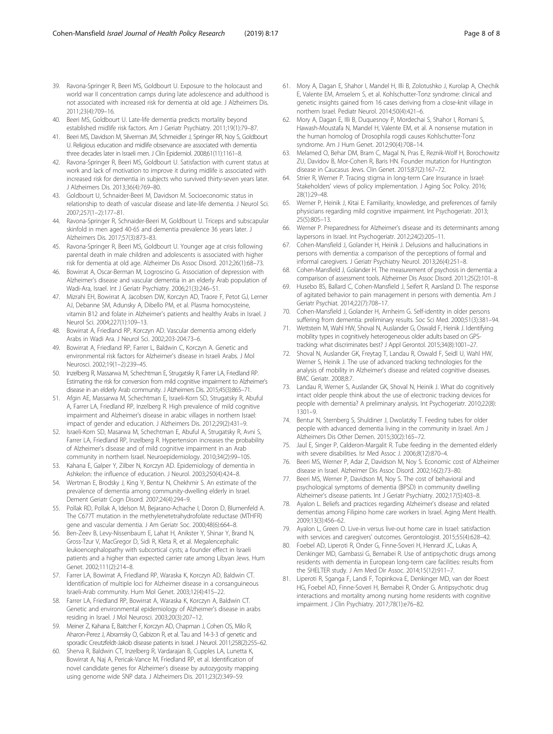39. Ravona-Springer R, Beeri MS, Goldbourt U. Exposure to the holocaust and world war II concentration camps during late adolescence and adulthood is not associated with increased risk for dementia at old age. J Alzheimers Dis. 2011;23(4):709–16.
40. Beeri MS, Goldbourt U. Late-life dementia predicts mortality beyond established midlife risk factors. Am J Geriatr Psychiatry. 2011;19(1):79–87.
41. Beeri MS, Davidson M, Silverman JM, Schmeidler J, Springer RR, Noy S, Goldbourt U. Religious education and midlife observance are associated with dementia three decades later in Israeli men. J Clin Epidemiol. 2008;61(11):1161–8.
42. Ravona-Springer R, Beeri MS, Goldbourt U. Satisfaction with current status at work and lack of motivation to improve it during midlife is associated with increased risk for dementia in subjects who survived thirty-seven years later. J Alzheimers Dis. 2013;36(4):769–80.
43. Goldbourt U, Schnaider-Beeri M, Davidson M. Socioeconomic status in relationship to death of vascular disease and late-life dementia. J Neurol Sci. 2007;257(1–2):177–81.
44. Ravona-Springer R, Schnaider-Beeri M, Goldbourt U. Triceps and subscapular skinfold in men aged 40-65 and dementia prevalence 36 years later. J Alzheimers Dis. 2017;57(3):873–83.
45. Ravona-Springer R, Beeri MS, Goldbourt U. Younger age at crisis following parental death in male children and adolescents is associated with higher risk for dementia at old age. Alzheimer Dis Assoc Disord. 2012;26(1):68–73.
46. Bowirrat A, Oscar-Berman M, Logroscino G. Association of depression with Alzheimer's disease and vascular dementia in an elderly Arab population of Wadi-Ara, Israel. Int J Geriatr Psychiatry. 2006;21(3):246–51.
47. Mizrahi EH, Bowirrat A, Jacobsen DW, Korczyn AD, Traore F, Petot GJ, Lerner AJ, Debanne SM, Adunsky A, Dibello PM, et al. Plasma homocysteine, vitamin B12 and folate in Alzheimer's patients and healthy Arabs in Israel. J Neurol Sci. 2004;227(1):109–13.
48. Bowirrat A, Friedland RP, Korczyn AD. Vascular dementia among elderly Arabs in Wadi Ara. J Neurol Sci. 2002;203-204:73–6.
49. Bowirrat A, Friedland RP, Farrer L, Baldwin C, Korczyn A. Genetic and environmental risk factors for Alzheimer's disease in Israeli Arabs. J Mol Neurosci. 2002;19(1–2):239–45.
50. Inzelberg R, Massarwa M, Schechtman E, Strugatsky R, Farrer LA, Friedland RP. Estimating the risk for conversion from mild cognitive impairment to Alzheimer's disease in an elderly Arab community. J Alzheimers Dis. 2015;45(3):865–71.
51. Afgin AE, Massarwa M, Schechtman E, Israeli-Korn SD, Strugatsky R, Abuful A, Farrer LA, Friedland RP, Inzelberg R. High prevalence of mild cognitive impairment and Alzheimer's disease in arabic villages in northern Israel: impact of gender and education. J Alzheimers Dis. 2012;29(2):431–9.
52. Israeli-Korn SD, Masarwa M, Schechtman E, Abuful A, Strugatsky R, Avni S, Farrer LA, Friedland RP, Inzelberg R. Hypertension increases the probability of Alzheimer's disease and of mild cognitive impairment in an Arab community in northern Israel. Neuroepidemiology. 2010;34(2):99–105.
53. Kahana E, Galper Y, Zilber N, Korczyn AD. Epidemiology of dementia in Ashkelon: the influence of education. J Neurol. 2003;250(4):424–8.
54. Wertman E, Brodsky J, King Y, Bentur N, Chekhmir S. An estimate of the prevalence of dementia among community-dwelling elderly in Israel. Dement Geriatr Cogn Disord. 2007;24(4):294–9.
55. Pollak RD, Pollak A, Idelson M, Bejarano-Achache I, Doron D, Blumenfeld A. The C677T mutation in the methylenetetrahydrofolate reductase (MTHFR) gene and vascular dementia. J Am Geriatr Soc. 2000;48(6):664–8.
56. Ben-Zeev B, Levy-Nissenbaum E, Lahat H, Anikster Y, Shinar Y, Brand N, Gross-Tzur V, MacGregor D, Sidi R, Kleta R, et al. Megalencephalic leukoencephalopathy with subcortical cysts; a founder effect in Israeli patients and a higher than expected carrier rate among Libyan Jews. Hum Genet. 2002;111(2):214–8.
57. Farrer LA, Bowirrat A, Friedland RP, Waraska K, Korczyn AD, Baldwin CT. Identification of multiple loci for Alzheimer disease in a consanguineous Israeli-Arab community. Hum Mol Genet. 2003;12(4):415–22.
58. Farrer LA, Friedland RP, Bowirrat A, Waraska K, Korczyn A, Baldwin CT. Genetic and environmental epidemiology of Alzheimer's disease in arabs residing in Israel. J Mol Neurosci. 2003;20(3):207–12.
59. Meiner Z, Kahana E, Baitcher F, Korczyn AD, Chapman J, Cohen OS, Milo R, Aharon-Perez J, Abramsky O, Gabizon R, et al. Tau and 14-3-3 of genetic and sporadic Creutzfeldt-Jakob disease patients in Israel. J Neurol. 2011;258(2):255–62.
60. Sherva R, Baldwin CT, Inzelberg R, Vardarajan B, Cupples LA, Lunetta K, Bowirrat A, Naj A, Pericak-Vance M, Friedland RP, et al. Identification of novel candidate genes for Alzheimer's disease by autozygosity mapping using genome wide SNP data. J Alzheimers Dis. 2011;23(2):349–59.
61. Mory A, Dagan E, Shahor I, Mandel H, Illi B, Zolotushko J, Kurolap A, Chechik E, Valente EM, Amselem S, et al. Kohlschutter-Tonz syndrome: clinical and genetic insights gained from 16 cases deriving from a close-knit village in northern Israel. Pediatr Neurol. 2014;50(4):421–6.
62. Mory A, Dagan E, Illi B, Duquesnoy P, Mordechai S, Shahor I, Romani S, Hawash-Moustafa N, Mandel H, Valente EM, et al. A nonsense mutation in the human homolog of Drosophila rogdi causes Kohlschutter-Tonz syndrome. Am J Hum Genet. 2012;90(4):708–14.
63. Melamed O, Behar DM, Bram C, Magal N, Pras E, Reznik-Wolf H, Borochowitz ZU, Davidov B, Mor-Cohen R, Baris HN. Founder mutation for Huntington disease in Caucasus Jews. Clin Genet. 2015;87(2):167–72.
64. Strier R, Werner P. Tracing stigma in long-term Care Insurance in Israel: Stakeholders' views of policy implementation. J Aging Soc Policy. 2016; 28(1):29–48.
65. Werner P, Heinik J, Kitai E. Familiarity, knowledge, and preferences of family physicians regarding mild cognitive impairment. Int Psychogeriatr. 2013; 25(5):805–13.
66. Werner P. Preparedness for Alzheimer's disease and its determinants among laypersons in Israel. Int Psychogeriatr. 2012;24(2):205–11.
67. Cohen-Mansfield J, Golander H, Heinik J. Delusions and hallucinations in persons with dementia: a comparison of the perceptions of formal and informal caregivers. J Geriatr Psychiatry Neurol. 2013;26(4):251–8.
68. Cohen-Mansfield J, Golander H. The measurement of psychosis in dementia: a comparison of assessment tools. Alzheimer Dis Assoc Disord. 2011;25(2):101–8.
69. Husebo BS, Ballard C, Cohen-Mansfield J, Seifert R, Aarsland D. The response of agitated behavior to pain management in persons with dementia. Am J Geriatr Psychiat. 2014;22(7):708–17.
70. Cohen-Mansfield J, Golander H, Arnheim G. Self-identity in older persons suffering from dementia: preliminary results. Soc Sci Med. 2000;51(3):381–94.
71. Wettstein M, Wahl HW, Shoval N, Auslander G, Oswald F, Heinik J. Identifying mobility types in cognitively heterogeneous older adults based on GPS-tracking: what discriminates best? J Appl Gerontol. 2015;34(8):1001–27.
72. Shoval N, Auslander GK, Freytag T, Landau R, Oswald F, Seidl U, Wahl HW, Werner S, Heinik J. The use of advanced tracking technologies for the analysis of mobility in Alzheimer's disease and related cognitive diseases. BMC Geriatr. 2008;8:7.
73. Landau R, Werner S, Auslander GK, Shoval N, Heinik J. What do cognitively intact older people think about the use of electronic tracking devices for people with dementia? A preliminary analysis. Int Psychogeriatr. 2010;22(8): 1301–9.
74. Bentur N, Sternberg S, Shuldiner J, Dwolatzky T. Feeding tubes for older people with advanced dementia living in the community in Israel. Am J Alzheimers Dis Other Demen. 2015;30(2):165–72.
75. Jaul E, Singer P, Calderon-Margalit R. Tube feeding in the demented elderly with severe disabilities. Isr Med Assoc J. 2006;8(12):870–4.
76. Beeri MS, Werner P, Adar Z, Davidson M, Noy S. Economic cost of Alzheimer disease in Israel. Alzheimer Dis Assoc Disord. 2002;16(2):73–80.
77. Beeri MS, Werner P, Davidson M, Noy S. The cost of behavioral and psychological symptoms of dementia (BPSD) in community dwelling Alzheimer's disease patients. Int J Geriatr Psychiatry. 2002;17(5):403–8.
78. Ayalon L. Beliefs and practices regarding Alzheimer's disease and related dementias among Filipino home care workers in Israel. Aging Ment Health. 2009;13(3):456–62.
79. Ayalon L, Green O. Live-in versus live-out home care in Israel: satisfaction with services and caregivers' outcomes. Gerontologist. 2015;55(4):628–42.
80. Foebel AD, Liperoti R, Onder G, Finne-Soveri H, Henrard JC, Lukas A, Denkinger MD, Gambassi G, Bernabei R. Use of antipsychotic drugs among residents with dementia in European long-term care facilities: results from the SHELTER study. J Am Med Dir Assoc. 2014;15(12):911–7.
81. Liperoti R, Sganga F, Landi F, Topinkova E, Denkinger MD, van der Roest HG, Foebel AD, Finne-Soveri H, Bernabei R, Onder G. Antipsychotic drug interactions and mortality among nursing home residents with cognitive impairment. J Clin Psychiatry. 2017;78(1):e76–82.